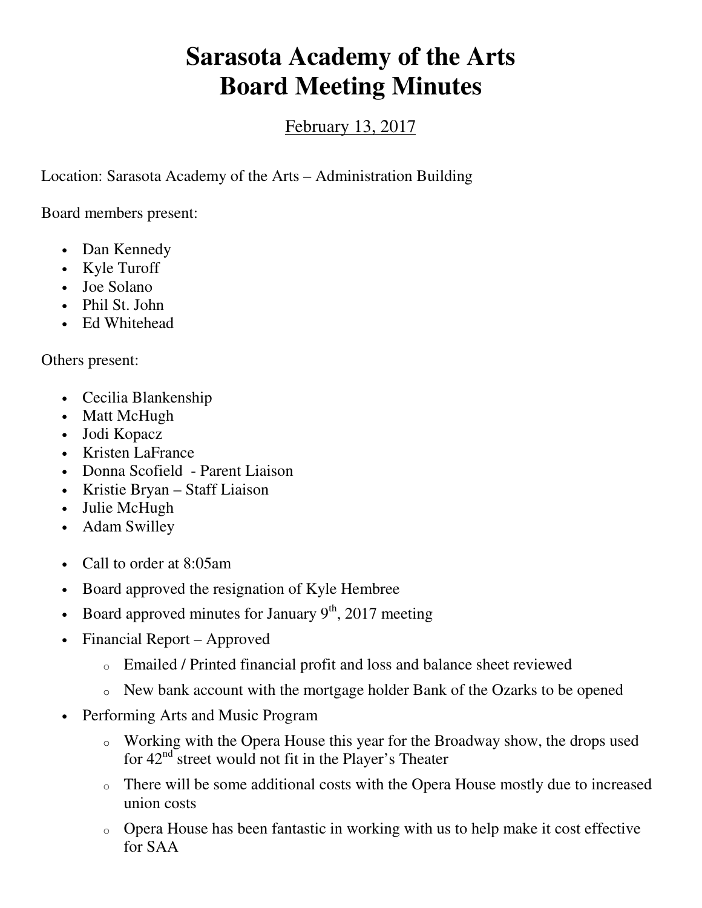# Sarasota Academy of the Arts
# Board Meeting Minutes

February 13, 2017

Location: Sarasota Academy of the Arts – Administration Building

Board members present:

- Dan Kennedy
- Kyle Turoff
- Joe Solano
- Phil St. John
- Ed Whitehead

Others present:

- Cecilia Blankenship
- Matt McHugh
- Jodi Kopacz
- Kristen LaFrance
- Donna Scofield - Parent Liaison
- Kristie Bryan – Staff Liaison
- Julie McHugh
- Adam Swilley

- Call to order at 8:05am
- Board approved the resignation of Kyle Hembree
- Board approved minutes for January 9th, 2017 meeting
- Financial Report – Approved
  - Emailed / Printed financial profit and loss and balance sheet reviewed
  - New bank account with the mortgage holder Bank of the Ozarks to be opened
- Performing Arts and Music Program
  - Working with the Opera House this year for the Broadway show, the drops used for 42nd street would not fit in the Player's Theater
  - There will be some additional costs with the Opera House mostly due to increased union costs
  - Opera House has been fantastic in working with us to help make it cost effective for SAA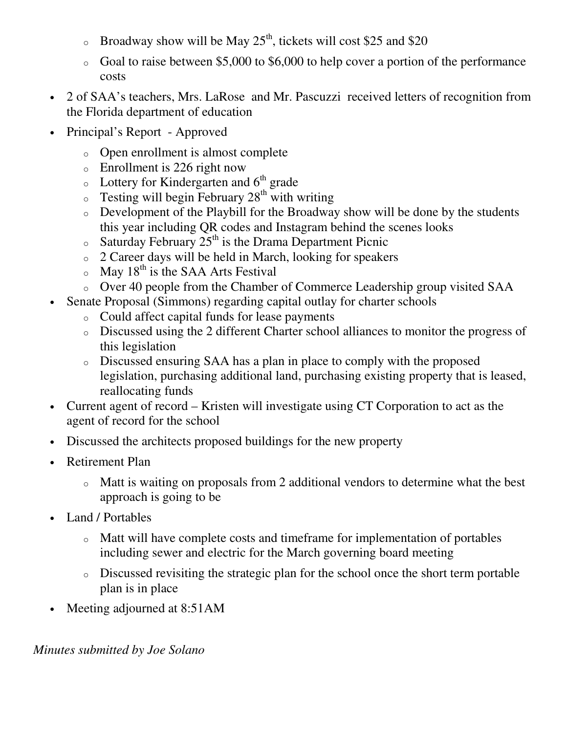- Broadway show will be May 25th, tickets will cost $25 and $20
  - Goal to raise between $5,000 to $6,000 to help cover a portion of the performance costs
- 2 of SAA's teachers, Mrs. LaRose and Mr. Pascuzzi received letters of recognition from the Florida department of education
- Principal's Report - Approved
  - Open enrollment is almost complete
  - Enrollment is 226 right now
  - Lottery for Kindergarten and 6th grade
  - Testing will begin February 28th with writing
  - Development of the Playbill for the Broadway show will be done by the students this year including QR codes and Instagram behind the scenes looks
  - Saturday February 25th is the Drama Department Picnic
  - 2 Career days will be held in March, looking for speakers
  - May 18th is the SAA Arts Festival
  - Over 40 people from the Chamber of Commerce Leadership group visited SAA
- Senate Proposal (Simmons) regarding capital outlay for charter schools
  - Could affect capital funds for lease payments
  - Discussed using the 2 different Charter school alliances to monitor the progress of this legislation
  - Discussed ensuring SAA has a plan in place to comply with the proposed legislation, purchasing additional land, purchasing existing property that is leased, reallocating funds
- Current agent of record – Kristen will investigate using CT Corporation to act as the agent of record for the school
- Discussed the architects proposed buildings for the new property
- Retirement Plan
  - Matt is waiting on proposals from 2 additional vendors to determine what the best approach is going to be
- Land / Portables
  - Matt will have complete costs and timeframe for implementation of portables including sewer and electric for the March governing board meeting
  - Discussed revisiting the strategic plan for the school once the short term portable plan is in place
- Meeting adjourned at 8:51AM

*Minutes submitted by Joe Solano*